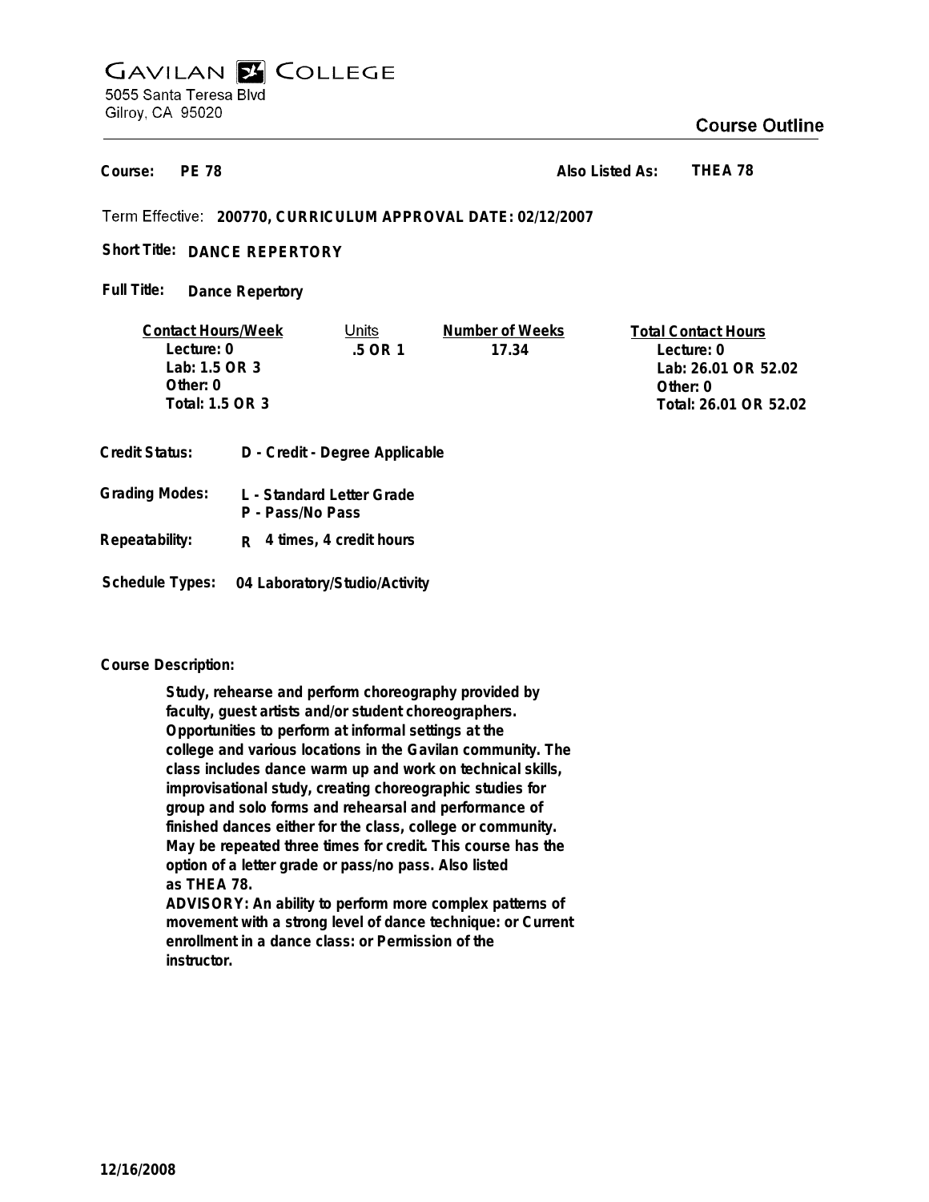GAVILAN COLLEGE
5055 Santa Teresa Blvd
Gilroy, CA 95020

**Course Outline**

**Course:** PE 78 **Also Listed As:** THEA 78

Term Effective: **200770, CURRICULUM APPROVAL DATE: 02/12/2007**

**Short Title:** DANCE REPERTORY

**Full Title:** Dance Repertory

| Contact Hours/Week | Units | Number of Weeks | Total Contact Hours |
|---|---|---|---|
| Lecture: 0 | .5 OR 1 | 17.34 | Lecture: 0 |
| Lab: 1.5 OR 3 | | | Lab: 26.01 OR 52.02 |
| Other: 0 | | | Other: 0 |
| Total: 1.5 OR 3 | | | Total: 26.01 OR 52.02 |

**Credit Status:** D - Credit - Degree Applicable

**Grading Modes:** L - Standard Letter Grade
P - Pass/No Pass

**Repeatability:** R 4 times, 4 credit hours

**Schedule Types:** 04 Laboratory/Studio/Activity

**Course Description:**

Study, rehearse and perform choreography provided by faculty, guest artists and/or student choreographers. Opportunities to perform at informal settings at the college and various locations in the Gavilan community. The class includes dance warm up and work on technical skills, improvisational study, creating choreographic studies for group and solo forms and rehearsal and performance of finished dances either for the class, college or community. May be repeated three times for credit. This course has the option of a letter grade or pass/no pass. Also listed as THEA 78.
ADVISORY: An ability to perform more complex patterns of movement with a strong level of dance technique: or Current enrollment in a dance class: or Permission of the instructor.

12/16/2008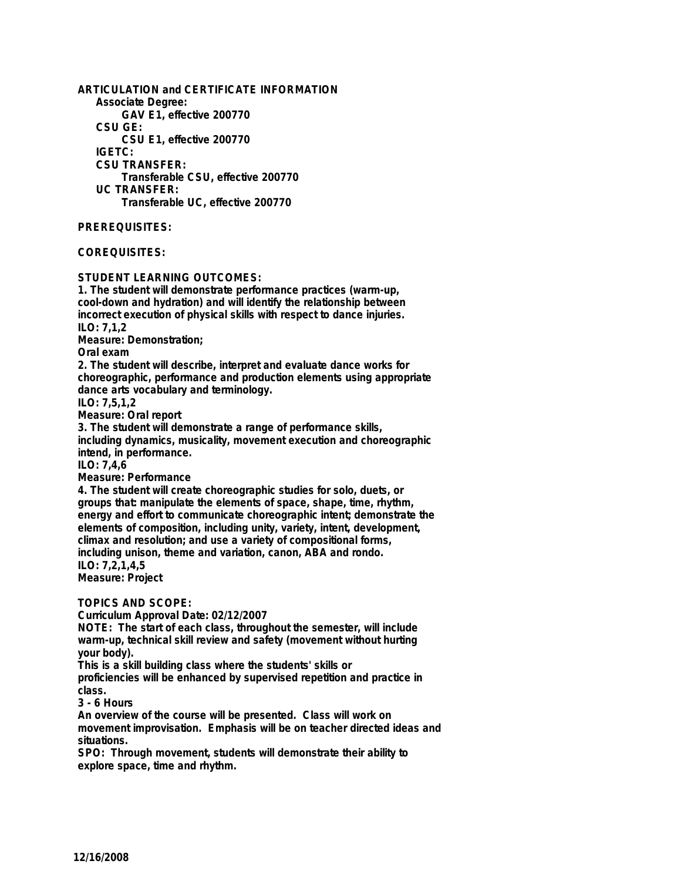**ARTICULATION and CERTIFICATE INFORMATION**

**Associate Degree:**

**GAV E1, effective 200770**

**CSU GE:**

**CSU E1, effective 200770**

**IGETC:**

**CSU TRANSFER:**

**Transferable CSU, effective 200770**

**UC TRANSFER:**

**Transferable UC, effective 200770**

**PREREQUISITES:**

**COREQUISITES:**

**STUDENT LEARNING OUTCOMES:**

**1. The student will demonstrate performance practices (warm-up, cool-down and hydration) and will identify the relationship between incorrect execution of physical skills with respect to dance injuries.**
**ILO: 7,1,2**
**Measure: Demonstration;**
**Oral exam**

**2. The student will describe, interpret and evaluate dance works for choreographic, performance and production elements using appropriate dance arts vocabulary and terminology.**
**ILO: 7,5,1,2**
**Measure: Oral report**

**3. The student will demonstrate a range of performance skills, including dynamics, musicality, movement execution and choreographic intend, in performance.**
**ILO: 7,4,6**
**Measure: Performance**

**4. The student will create choreographic studies for solo, duets, or groups that: manipulate the elements of space, shape, time, rhythm, energy and effort to communicate choreographic intent; demonstrate the elements of composition, including unity, variety, intent, development, climax and resolution; and use a variety of compositional forms, including unison, theme and variation, canon, ABA and rondo.**
**ILO: 7,2,1,4,5**
**Measure: Project**

**TOPICS AND SCOPE:**

**Curriculum Approval Date: 02/12/2007**

**NOTE: The start of each class, throughout the semester, will include warm-up, technical skill review and safety (movement without hurting your body).**

**This is a skill building class where the students' skills or proficiencies will be enhanced by supervised repetition and practice in class.**

**3 - 6 Hours**

**An overview of the course will be presented. Class will work on movement improvisation. Emphasis will be on teacher directed ideas and situations.**

**SPO: Through movement, students will demonstrate their ability to explore space, time and rhythm.**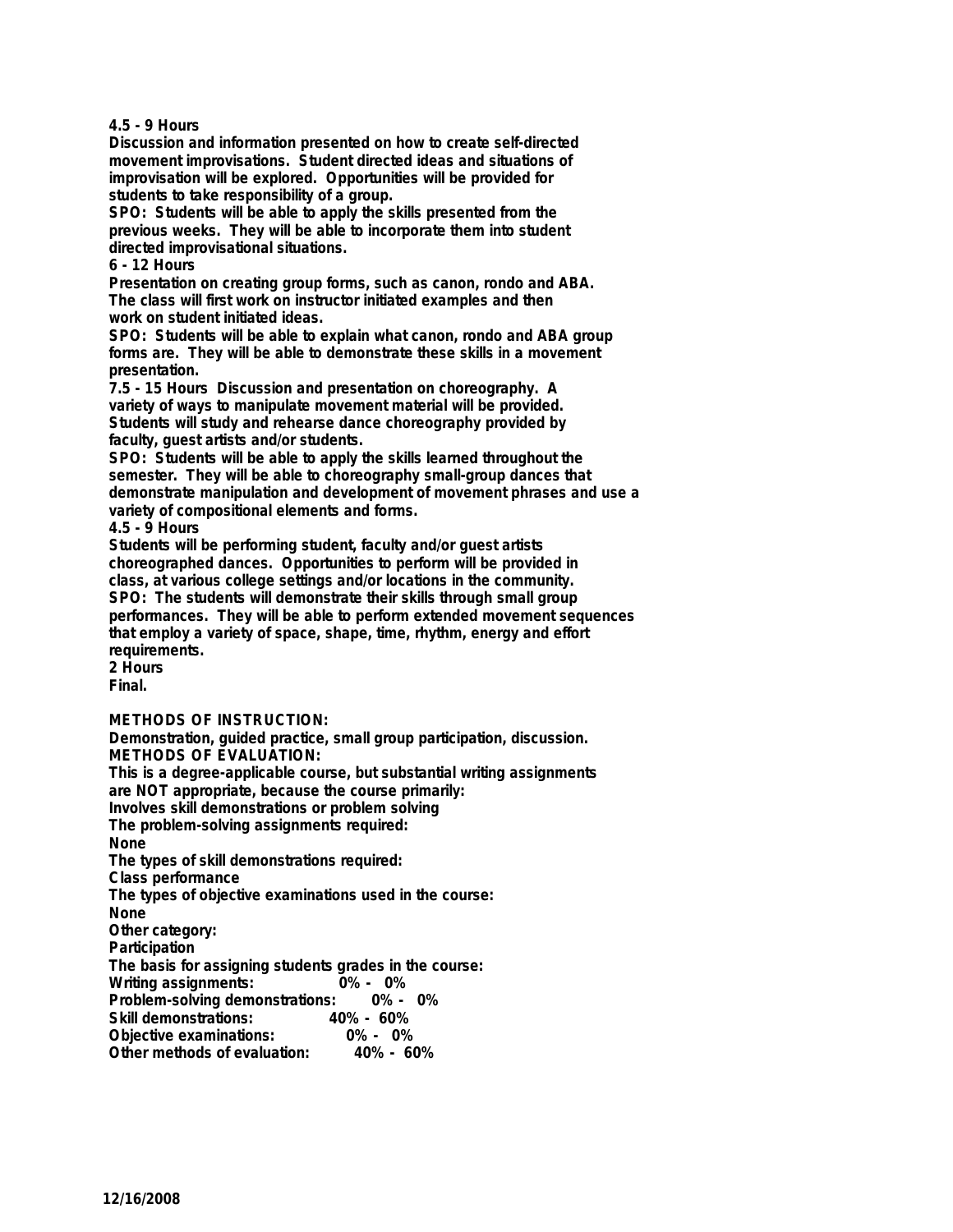**4.5 - 9 Hours**

**Discussion and information presented on how to create self-directed movement improvisations. Student directed ideas and situations of improvisation will be explored. Opportunities will be provided for students to take responsibility of a group.**

**SPO: Students will be able to apply the skills presented from the previous weeks. They will be able to incorporate them into student directed improvisational situations.**

**6 - 12 Hours**

**Presentation on creating group forms, such as canon, rondo and ABA. The class will first work on instructor initiated examples and then work on student initiated ideas.**

**SPO: Students will be able to explain what canon, rondo and ABA group forms are. They will be able to demonstrate these skills in a movement presentation.**

**7.5 - 15 Hours Discussion and presentation on choreography. A variety of ways to manipulate movement material will be provided. Students will study and rehearse dance choreography provided by faculty, guest artists and/or students.**

**SPO: Students will be able to apply the skills learned throughout the semester. They will be able to choreography small-group dances that demonstrate manipulation and development of movement phrases and use a variety of compositional elements and forms.**

**4.5 - 9 Hours**

**Students will be performing student, faculty and/or guest artists choreographed dances. Opportunities to perform will be provided in class, at various college settings and/or locations in the community.**

**SPO: The students will demonstrate their skills through small group performances. They will be able to perform extended movement sequences that employ a variety of space, shape, time, rhythm, energy and effort requirements.**

**2 Hours**

**Final.**

**METHODS OF INSTRUCTION:**

**Demonstration, guided practice, small group participation, discussion.**

**METHODS OF EVALUATION:**

**This is a degree-applicable course, but substantial writing assignments are NOT appropriate, because the course primarily:**

**Involves skill demonstrations or problem solving**

**The problem-solving assignments required:**

**None**

**The types of skill demonstrations required:**

**Class performance**

**The types of objective examinations used in the course:**

**None**

**Other category:**

**Participation**

**The basis for assigning students grades in the course:**

| | |
|---|---|
| **Writing assignments:** | **0% - 0%** |
| **Problem-solving demonstrations:** | **0% - 0%** |
| **Skill demonstrations:** | **40% - 60%** |
| **Objective examinations:** | **0% - 0%** |
| **Other methods of evaluation:** | **40% - 60%** |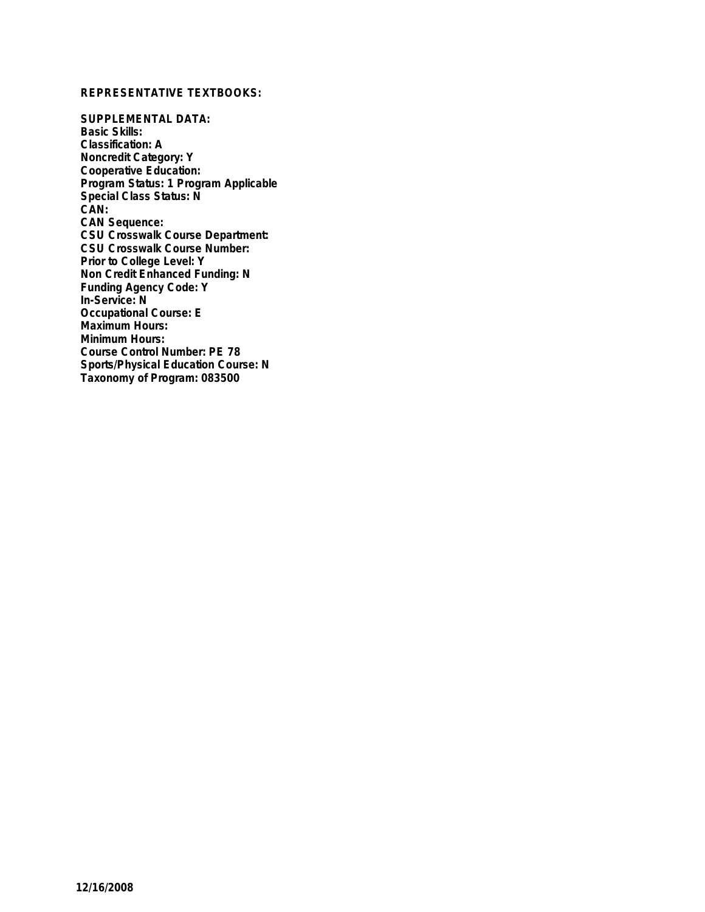**REPRESENTATIVE TEXTBOOKS:**

**SUPPLEMENTAL DATA:**
**Basic Skills:**
**Classification: A**
**Noncredit Category: Y**
**Cooperative Education:**
**Program Status: 1 Program Applicable**
**Special Class Status: N**
**CAN:**
**CAN Sequence:**
**CSU Crosswalk Course Department:**
**CSU Crosswalk Course Number:**
**Prior to College Level: Y**
**Non Credit Enhanced Funding: N**
**Funding Agency Code: Y**
**In-Service: N**
**Occupational Course: E**
**Maximum Hours:**
**Minimum Hours:**
**Course Control Number: PE 78**
**Sports/Physical Education Course: N**
**Taxonomy of Program: 083500**

**12/16/2008**